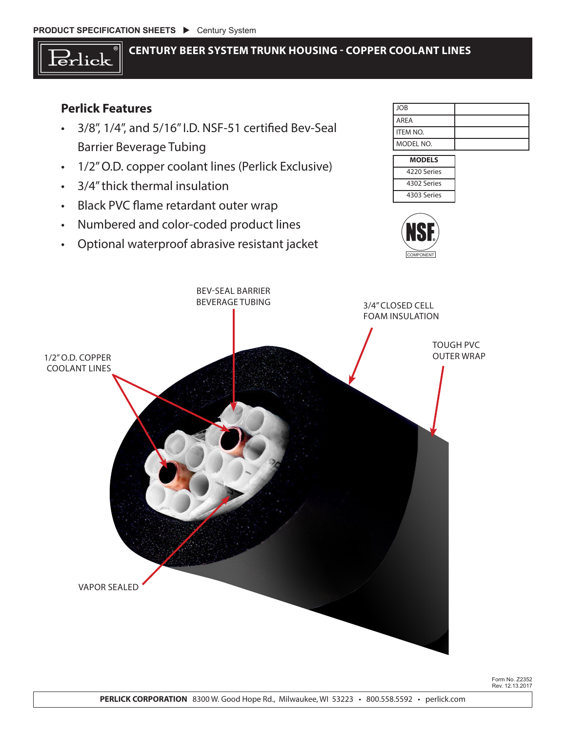PRODUCT SPECIFICATION SHEETS ▶ Century System

# CENTURY BEER SYSTEM TRUNK HOUSING - COPPER COOLANT LINES

## Perlick Features

- 3/8", 1/4", and 5/16" I.D. NSF-51 certified Bev-Seal Barrier Beverage Tubing
- 1/2" O.D. copper coolant lines (Perlick Exclusive)
- 3/4" thick thermal insulation
- Black PVC flame retardant outer wrap
- Numbered and color-coded product lines
- Optional waterproof abrasive resistant jacket

| JOB | |
|---|---|
| AREA | |
| ITEM NO. | |
| MODEL NO. | |

| MODELS |
|---|
| 4220 Series |
| 4302 Series |
| 4303 Series |

NSF COMPONENT

BEV-SEAL BARRIER BEVERAGE TUBING

3/4" CLOSED CELL FOAM INSULATION

TOUGH PVC OUTER WRAP

1/2" O.D. COPPER COOLANT LINES

VAPOR SEALED

Form No. Z2352
Rev. 12.13.2017

**PERLICK CORPORATION** 8300 W. Good Hope Rd., Milwaukee, WI 53223 • 800.558.5592 • perlick.com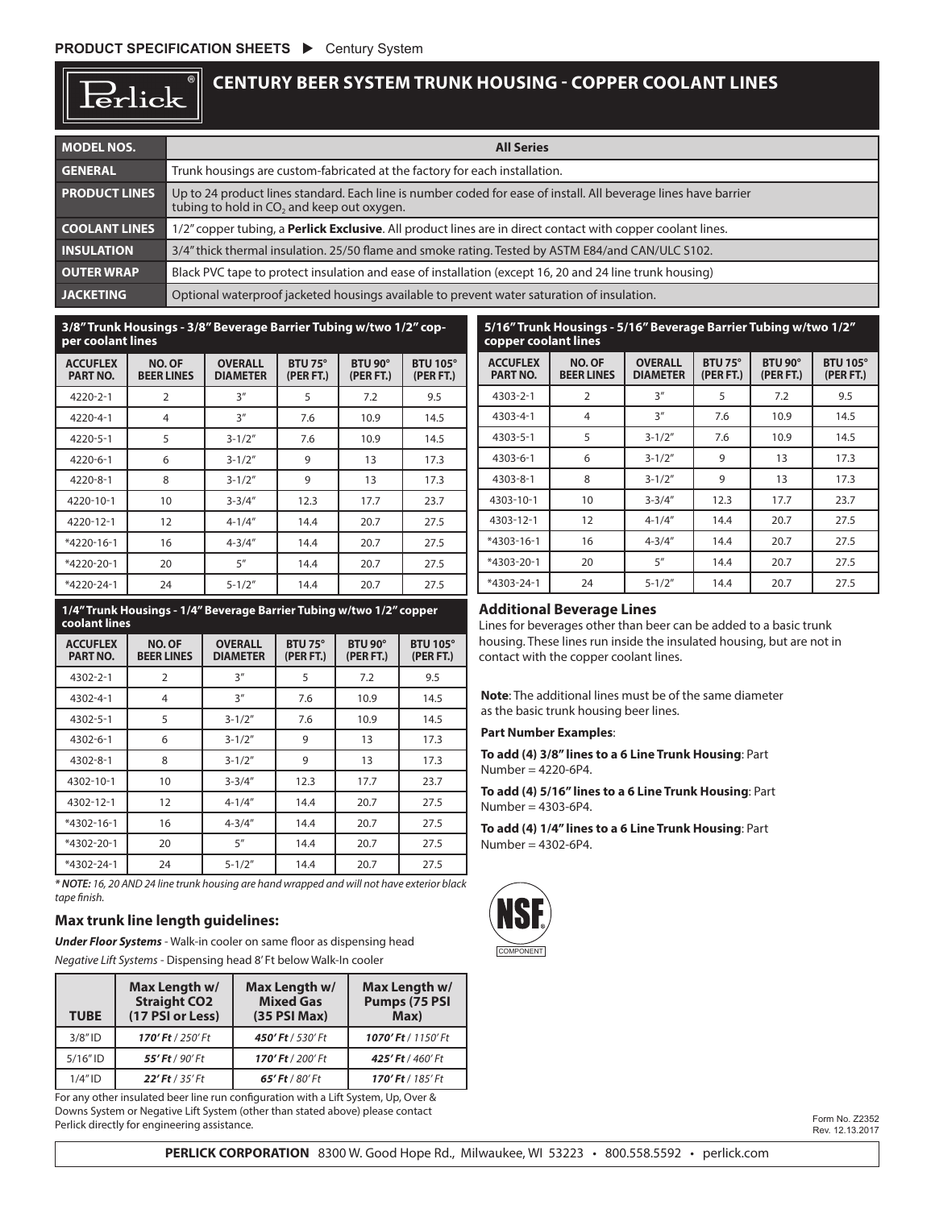PRODUCT SPECIFICATION SHEETS ▶ Century System

# CENTURY BEER SYSTEM TRUNK HOUSING - COPPER COOLANT LINES

| MODEL NOS. | All Series |
|---|---|
| GENERAL | Trunk housings are custom-fabricated at the factory for each installation. |
| PRODUCT LINES | Up to 24 product lines standard. Each line is number coded for ease of install. All beverage lines have barrier tubing to hold in $CO_2$ and keep out oxygen. |
| COOLANT LINES | 1/2" copper tubing, a **Perlick Exclusive**. All product lines are in direct contact with copper coolant lines. |
| INSULATION | 3/4" thick thermal insulation. 25/50 flame and smoke rating. Tested by ASTM E84/and CAN/ULC S102. |
| OUTER WRAP | Black PVC tape to protect insulation and ease of installation (except 16, 20 and 24 line trunk housing) |
| JACKETING | Optional waterproof jacketed housings available to prevent water saturation of insulation. |

### 3/8" Trunk Housings - 3/8" Beverage Barrier Tubing w/two 1/2" copper coolant lines

| ACCUFLEX PART NO. | NO. OF BEER LINES | OVERALL DIAMETER | BTU 75° (PER FT.) | BTU 90° (PER FT.) | BTU 105° (PER FT.) |
|---|---|---|---|---|---|
| 4220-2-1 | 2 | 3" | 5 | 7.2 | 9.5 |
| 4220-4-1 | 4 | 3" | 7.6 | 10.9 | 14.5 |
| 4220-5-1 | 5 | 3-1/2" | 7.6 | 10.9 | 14.5 |
| 4220-6-1 | 6 | 3-1/2" | 9 | 13 | 17.3 |
| 4220-8-1 | 8 | 3-1/2" | 9 | 13 | 17.3 |
| 4220-10-1 | 10 | 3-3/4" | 12.3 | 17.7 | 23.7 |
| 4220-12-1 | 12 | 4-1/4" | 14.4 | 20.7 | 27.5 |
| *4220-16-1 | 16 | 4-3/4" | 14.4 | 20.7 | 27.5 |
| *4220-20-1 | 20 | 5" | 14.4 | 20.7 | 27.5 |
| *4220-24-1 | 24 | 5-1/2" | 14.4 | 20.7 | 27.5 |

### 1/4" Trunk Housings - 1/4" Beverage Barrier Tubing w/two 1/2" copper coolant lines

| ACCUFLEX PART NO. | NO. OF BEER LINES | OVERALL DIAMETER | BTU 75° (PER FT.) | BTU 90° (PER FT.) | BTU 105° (PER FT.) |
|---|---|---|---|---|---|
| 4302-2-1 | 2 | 3" | 5 | 7.2 | 9.5 |
| 4302-4-1 | 4 | 3" | 7.6 | 10.9 | 14.5 |
| 4302-5-1 | 5 | 3-1/2" | 7.6 | 10.9 | 14.5 |
| 4302-6-1 | 6 | 3-1/2" | 9 | 13 | 17.3 |
| 4302-8-1 | 8 | 3-1/2" | 9 | 13 | 17.3 |
| 4302-10-1 | 10 | 3-3/4" | 12.3 | 17.7 | 23.7 |
| 4302-12-1 | 12 | 4-1/4" | 14.4 | 20.7 | 27.5 |
| *4302-16-1 | 16 | 4-3/4" | 14.4 | 20.7 | 27.5 |
| *4302-20-1 | 20 | 5" | 14.4 | 20.7 | 27.5 |
| *4302-24-1 | 24 | 5-1/2" | 14.4 | 20.7 | 27.5 |

*\* **NOTE:** 16, 20 AND 24 line trunk housing are hand wrapped and will not have exterior black tape finish.*

### 5/16" Trunk Housings - 5/16" Beverage Barrier Tubing w/two 1/2" copper coolant lines

| ACCUFLEX PART NO. | NO. OF BEER LINES | OVERALL DIAMETER | BTU 75° (PER FT.) | BTU 90° (PER FT.) | BTU 105° (PER FT.) |
|---|---|---|---|---|---|
| 4303-2-1 | 2 | 3" | 5 | 7.2 | 9.5 |
| 4303-4-1 | 4 | 3" | 7.6 | 10.9 | 14.5 |
| 4303-5-1 | 5 | 3-1/2" | 7.6 | 10.9 | 14.5 |
| 4303-6-1 | 6 | 3-1/2" | 9 | 13 | 17.3 |
| 4303-8-1 | 8 | 3-1/2" | 9 | 13 | 17.3 |
| 4303-10-1 | 10 | 3-3/4" | 12.3 | 17.7 | 23.7 |
| 4303-12-1 | 12 | 4-1/4" | 14.4 | 20.7 | 27.5 |
| *4303-16-1 | 16 | 4-3/4" | 14.4 | 20.7 | 27.5 |
| *4303-20-1 | 20 | 5" | 14.4 | 20.7 | 27.5 |
| *4303-24-1 | 24 | 5-1/2" | 14.4 | 20.7 | 27.5 |

### Additional Beverage Lines

Lines for beverages other than beer can be added to a basic trunk housing. These lines run inside the insulated housing, but are not in contact with the copper coolant lines.

**Note**: The additional lines must be of the same diameter as the basic trunk housing beer lines.

**Part Number Examples**:

**To add (4) 3/8" lines to a 6 Line Trunk Housing**: Part Number = 4220-6P4.

**To add (4) 5/16" lines to a 6 Line Trunk Housing**: Part Number = 4303-6P4.

**To add (4) 1/4" lines to a 6 Line Trunk Housing**: Part Number = 4302-6P4.

NSF COMPONENT

### Max trunk line length guidelines:

***Under Floor Systems*** - Walk-in cooler on same floor as dispensing head

*Negative Lift Systems* - Dispensing head 8' Ft below Walk-In cooler

| TUBE | Max Length w/ Straight CO2 (17 PSI or Less) | Max Length w/ Mixed Gas (35 PSI Max) | Max Length w/ Pumps (75 PSI Max) |
|---|---|---|---|
| 3/8" ID | ***170' Ft*** / *250' Ft* | ***450' Ft*** / *530' Ft* | ***1070' Ft*** / *1150' Ft* |
| 5/16" ID | ***55' Ft*** / *90' Ft* | ***170' Ft*** / *200' Ft* | ***425' Ft*** / *460' Ft* |
| 1/4" ID | ***22' Ft*** / *35' Ft* | ***65' Ft*** / *80' Ft* | ***170' Ft*** / *185' Ft* |

For any other insulated beer line run configuration with a Lift System, Up, Over & Downs System or Negative Lift System (other than stated above) please contact Perlick directly for engineering assistance.

Form No. Z2352
Rev. 12.13.2017

**PERLICK CORPORATION** 8300 W. Good Hope Rd., Milwaukee, WI 53223 • 800.558.5592 • perlick.com